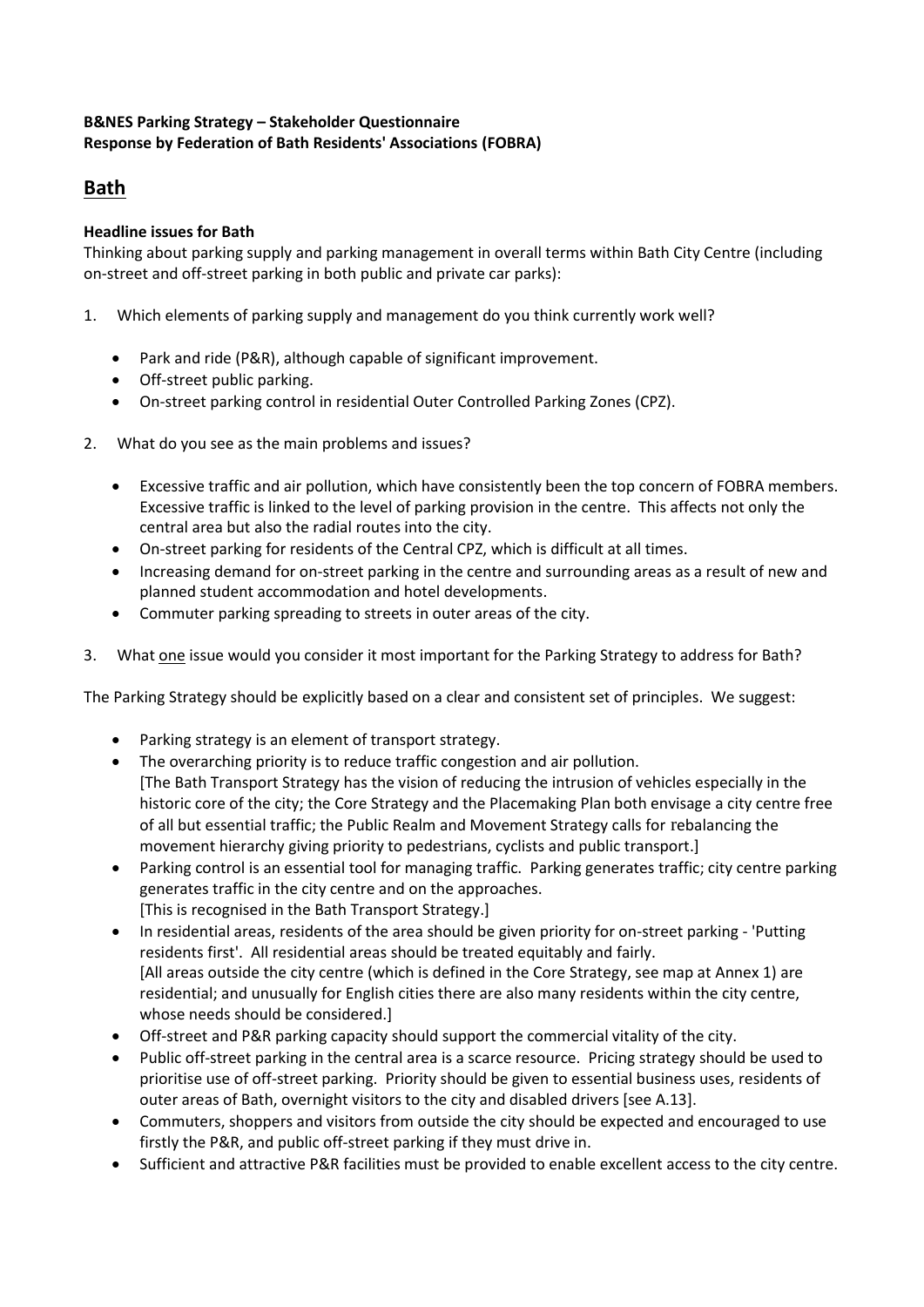**B&NES Parking Strategy – Stakeholder Questionnaire**
**Response by Federation of Bath Residents' Associations (FOBRA)**

## Bath

### Headline issues for Bath

Thinking about parking supply and parking management in overall terms within Bath City Centre (including on-street and off-street parking in both public and private car parks):

1. Which elements of parking supply and management do you think currently work well?

   - Park and ride (P&R), although capable of significant improvement.
   - Off-street public parking.
   - On-street parking control in residential Outer Controlled Parking Zones (CPZ).

2. What do you see as the main problems and issues?

   - Excessive traffic and air pollution, which have consistently been the top concern of FOBRA members. Excessive traffic is linked to the level of parking provision in the centre. This affects not only the central area but also the radial routes into the city.
   - On-street parking for residents of the Central CPZ, which is difficult at all times.
   - Increasing demand for on-street parking in the centre and surrounding areas as a result of new and planned student accommodation and hotel developments.
   - Commuter parking spreading to streets in outer areas of the city.

3. What <u>one</u> issue would you consider it most important for the Parking Strategy to address for Bath?

The Parking Strategy should be explicitly based on a clear and consistent set of principles. We suggest:

- Parking strategy is an element of transport strategy.
- The overarching priority is to reduce traffic congestion and air pollution.
  [The Bath Transport Strategy has the vision of reducing the intrusion of vehicles especially in the historic core of the city; the Core Strategy and the Placemaking Plan both envisage a city centre free of all but essential traffic; the Public Realm and Movement Strategy calls for rebalancing the movement hierarchy giving priority to pedestrians, cyclists and public transport.]
- Parking control is an essential tool for managing traffic. Parking generates traffic; city centre parking generates traffic in the city centre and on the approaches.
  [This is recognised in the Bath Transport Strategy.]
- In residential areas, residents of the area should be given priority for on-street parking - 'Putting residents first'. All residential areas should be treated equitably and fairly.
  [All areas outside the city centre (which is defined in the Core Strategy, see map at Annex 1) are residential; and unusually for English cities there are also many residents within the city centre, whose needs should be considered.]
- Off-street and P&R parking capacity should support the commercial vitality of the city.
- Public off-street parking in the central area is a scarce resource. Pricing strategy should be used to prioritise use of off-street parking. Priority should be given to essential business uses, residents of outer areas of Bath, overnight visitors to the city and disabled drivers [see A.13].
- Commuters, shoppers and visitors from outside the city should be expected and encouraged to use firstly the P&R, and public off-street parking if they must drive in.
- Sufficient and attractive P&R facilities must be provided to enable excellent access to the city centre.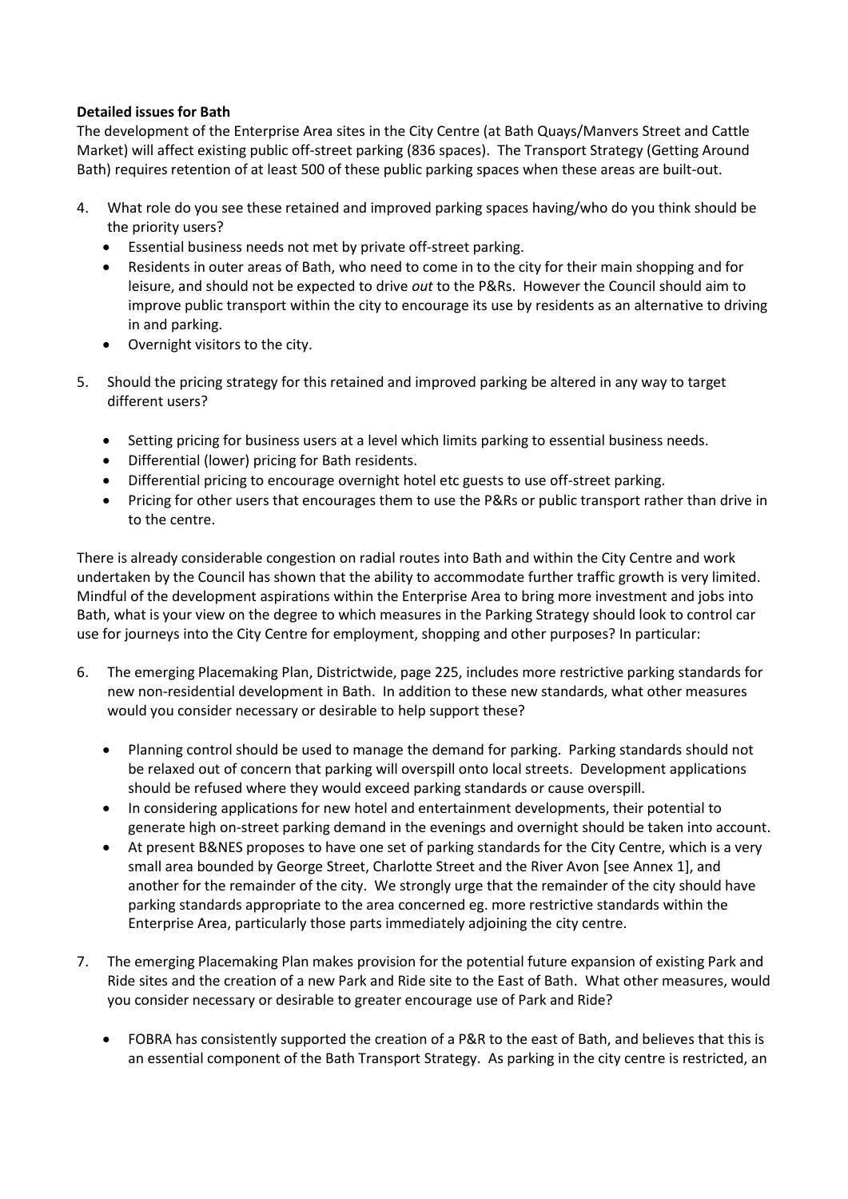**Detailed issues for Bath**

The development of the Enterprise Area sites in the City Centre (at Bath Quays/Manvers Street and Cattle Market) will affect existing public off-street parking (836 spaces). The Transport Strategy (Getting Around Bath) requires retention of at least 500 of these public parking spaces when these areas are built-out.

4. What role do you see these retained and improved parking spaces having/who do you think should be the priority users?
   - Essential business needs not met by private off-street parking.
   - Residents in outer areas of Bath, who need to come in to the city for their main shopping and for leisure, and should not be expected to drive *out* to the P&Rs. However the Council should aim to improve public transport within the city to encourage its use by residents as an alternative to driving in and parking.
   - Overnight visitors to the city.

5. Should the pricing strategy for this retained and improved parking be altered in any way to target different users?
   - Setting pricing for business users at a level which limits parking to essential business needs.
   - Differential (lower) pricing for Bath residents.
   - Differential pricing to encourage overnight hotel etc guests to use off-street parking.
   - Pricing for other users that encourages them to use the P&Rs or public transport rather than drive in to the centre.

There is already considerable congestion on radial routes into Bath and within the City Centre and work undertaken by the Council has shown that the ability to accommodate further traffic growth is very limited. Mindful of the development aspirations within the Enterprise Area to bring more investment and jobs into Bath, what is your view on the degree to which measures in the Parking Strategy should look to control car use for journeys into the City Centre for employment, shopping and other purposes? In particular:

6. The emerging Placemaking Plan, Districtwide, page 225, includes more restrictive parking standards for new non-residential development in Bath. In addition to these new standards, what other measures would you consider necessary or desirable to help support these?
   - Planning control should be used to manage the demand for parking. Parking standards should not be relaxed out of concern that parking will overspill onto local streets. Development applications should be refused where they would exceed parking standards or cause overspill.
   - In considering applications for new hotel and entertainment developments, their potential to generate high on-street parking demand in the evenings and overnight should be taken into account.
   - At present B&NES proposes to have one set of parking standards for the City Centre, which is a very small area bounded by George Street, Charlotte Street and the River Avon [see Annex 1], and another for the remainder of the city. We strongly urge that the remainder of the city should have parking standards appropriate to the area concerned eg. more restrictive standards within the Enterprise Area, particularly those parts immediately adjoining the city centre.

7. The emerging Placemaking Plan makes provision for the potential future expansion of existing Park and Ride sites and the creation of a new Park and Ride site to the East of Bath. What other measures, would you consider necessary or desirable to greater encourage use of Park and Ride?
   - FOBRA has consistently supported the creation of a P&R to the east of Bath, and believes that this is an essential component of the Bath Transport Strategy. As parking in the city centre is restricted, an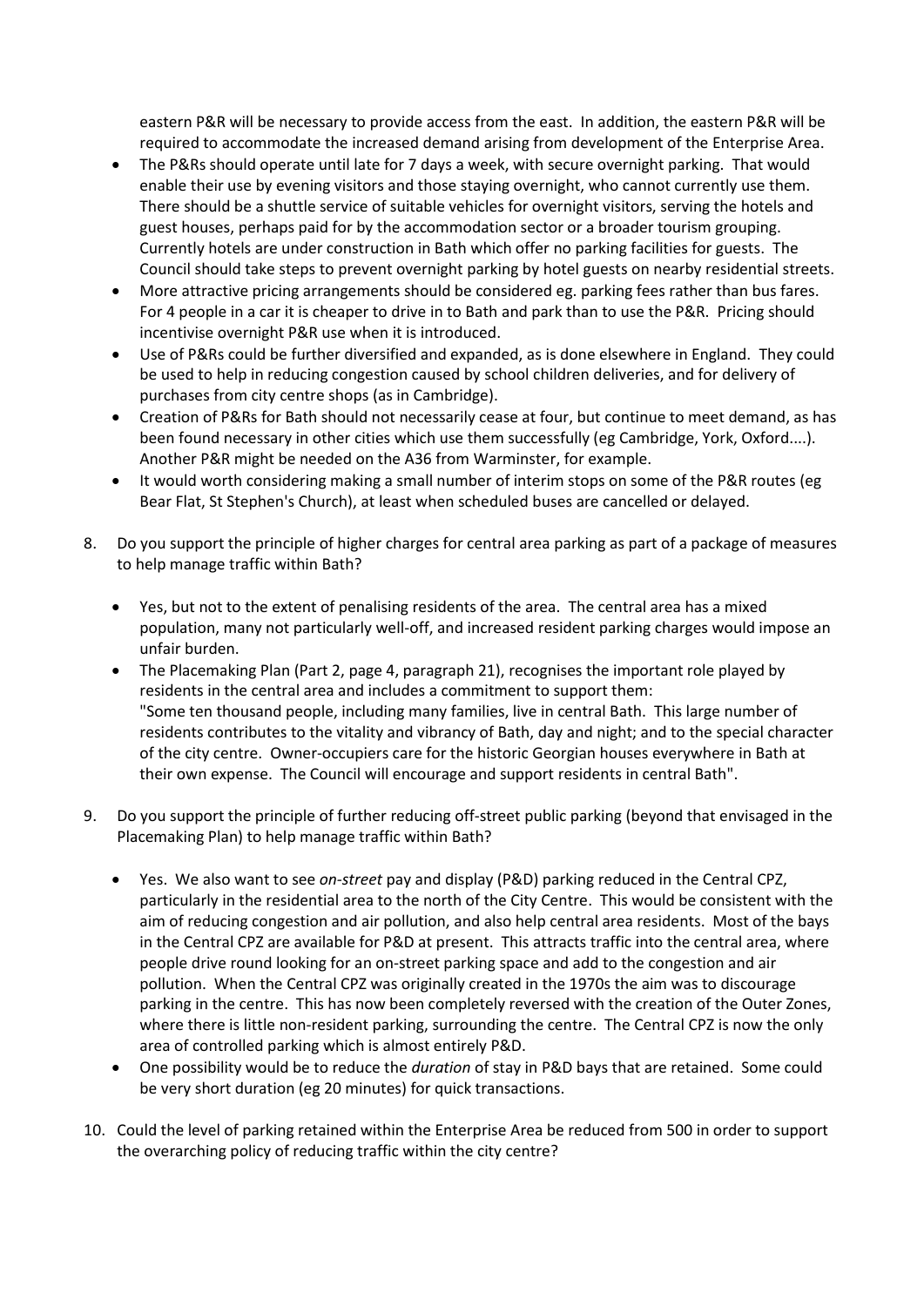eastern P&R will be necessary to provide access from the east. In addition, the eastern P&R will be required to accommodate the increased demand arising from development of the Enterprise Area.

- The P&Rs should operate until late for 7 days a week, with secure overnight parking. That would enable their use by evening visitors and those staying overnight, who cannot currently use them. There should be a shuttle service of suitable vehicles for overnight visitors, serving the hotels and guest houses, perhaps paid for by the accommodation sector or a broader tourism grouping. Currently hotels are under construction in Bath which offer no parking facilities for guests. The Council should take steps to prevent overnight parking by hotel guests on nearby residential streets.
- More attractive pricing arrangements should be considered eg. parking fees rather than bus fares. For 4 people in a car it is cheaper to drive in to Bath and park than to use the P&R. Pricing should incentivise overnight P&R use when it is introduced.
- Use of P&Rs could be further diversified and expanded, as is done elsewhere in England. They could be used to help in reducing congestion caused by school children deliveries, and for delivery of purchases from city centre shops (as in Cambridge).
- Creation of P&Rs for Bath should not necessarily cease at four, but continue to meet demand, as has been found necessary in other cities which use them successfully (eg Cambridge, York, Oxford....). Another P&R might be needed on the A36 from Warminster, for example.
- It would worth considering making a small number of interim stops on some of the P&R routes (eg Bear Flat, St Stephen's Church), at least when scheduled buses are cancelled or delayed.

8. Do you support the principle of higher charges for central area parking as part of a package of measures to help manage traffic within Bath?

   - Yes, but not to the extent of penalising residents of the area. The central area has a mixed population, many not particularly well-off, and increased resident parking charges would impose an unfair burden.
   - The Placemaking Plan (Part 2, page 4, paragraph 21), recognises the important role played by residents in the central area and includes a commitment to support them:
     "Some ten thousand people, including many families, live in central Bath. This large number of residents contributes to the vitality and vibrancy of Bath, day and night; and to the special character of the city centre. Owner-occupiers care for the historic Georgian houses everywhere in Bath at their own expense. The Council will encourage and support residents in central Bath".

9. Do you support the principle of further reducing off-street public parking (beyond that envisaged in the Placemaking Plan) to help manage traffic within Bath?

   - Yes. We also want to see *on-street* pay and display (P&D) parking reduced in the Central CPZ, particularly in the residential area to the north of the City Centre. This would be consistent with the aim of reducing congestion and air pollution, and also help central area residents. Most of the bays in the Central CPZ are available for P&D at present. This attracts traffic into the central area, where people drive round looking for an on-street parking space and add to the congestion and air pollution. When the Central CPZ was originally created in the 1970s the aim was to discourage parking in the centre. This has now been completely reversed with the creation of the Outer Zones, where there is little non-resident parking, surrounding the centre. The Central CPZ is now the only area of controlled parking which is almost entirely P&D.
   - One possibility would be to reduce the *duration* of stay in P&D bays that are retained. Some could be very short duration (eg 20 minutes) for quick transactions.

10. Could the level of parking retained within the Enterprise Area be reduced from 500 in order to support the overarching policy of reducing traffic within the city centre?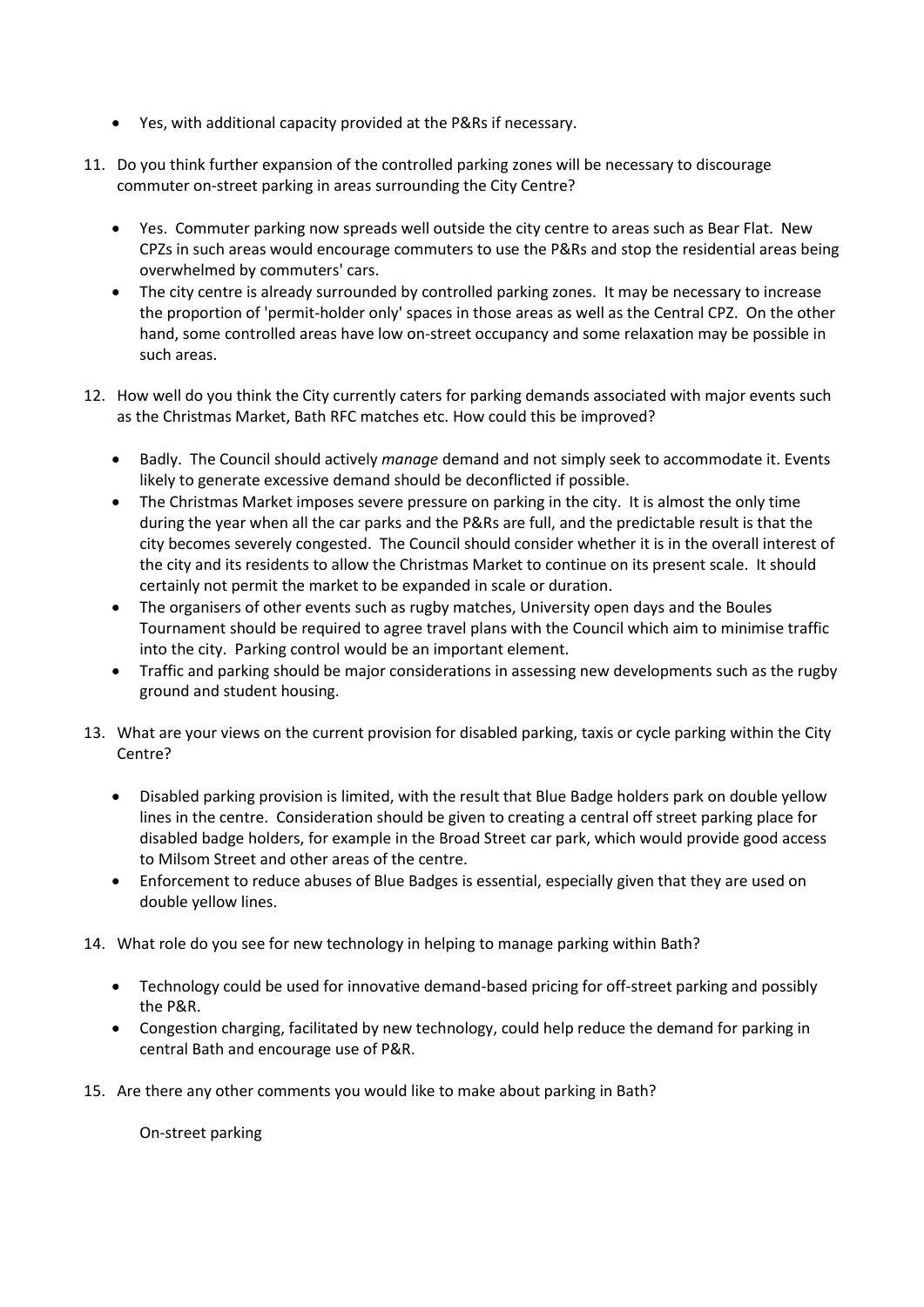- Yes, with additional capacity provided at the P&Rs if necessary.

11. Do you think further expansion of the controlled parking zones will be necessary to discourage commuter on-street parking in areas surrounding the City Centre?

    - Yes. Commuter parking now spreads well outside the city centre to areas such as Bear Flat. New CPZs in such areas would encourage commuters to use the P&Rs and stop the residential areas being overwhelmed by commuters' cars.
    - The city centre is already surrounded by controlled parking zones. It may be necessary to increase the proportion of 'permit-holder only' spaces in those areas as well as the Central CPZ. On the other hand, some controlled areas have low on-street occupancy and some relaxation may be possible in such areas.

12. How well do you think the City currently caters for parking demands associated with major events such as the Christmas Market, Bath RFC matches etc. How could this be improved?

    - Badly. The Council should actively *manage* demand and not simply seek to accommodate it. Events likely to generate excessive demand should be deconflicted if possible.
    - The Christmas Market imposes severe pressure on parking in the city. It is almost the only time during the year when all the car parks and the P&Rs are full, and the predictable result is that the city becomes severely congested. The Council should consider whether it is in the overall interest of the city and its residents to allow the Christmas Market to continue on its present scale. It should certainly not permit the market to be expanded in scale or duration.
    - The organisers of other events such as rugby matches, University open days and the Boules Tournament should be required to agree travel plans with the Council which aim to minimise traffic into the city. Parking control would be an important element.
    - Traffic and parking should be major considerations in assessing new developments such as the rugby ground and student housing.

13. What are your views on the current provision for disabled parking, taxis or cycle parking within the City Centre?

    - Disabled parking provision is limited, with the result that Blue Badge holders park on double yellow lines in the centre. Consideration should be given to creating a central off street parking place for disabled badge holders, for example in the Broad Street car park, which would provide good access to Milsom Street and other areas of the centre.
    - Enforcement to reduce abuses of Blue Badges is essential, especially given that they are used on double yellow lines.

14. What role do you see for new technology in helping to manage parking within Bath?

    - Technology could be used for innovative demand-based pricing for off-street parking and possibly the P&R.
    - Congestion charging, facilitated by new technology, could help reduce the demand for parking in central Bath and encourage use of P&R.

15. Are there any other comments you would like to make about parking in Bath?

    On-street parking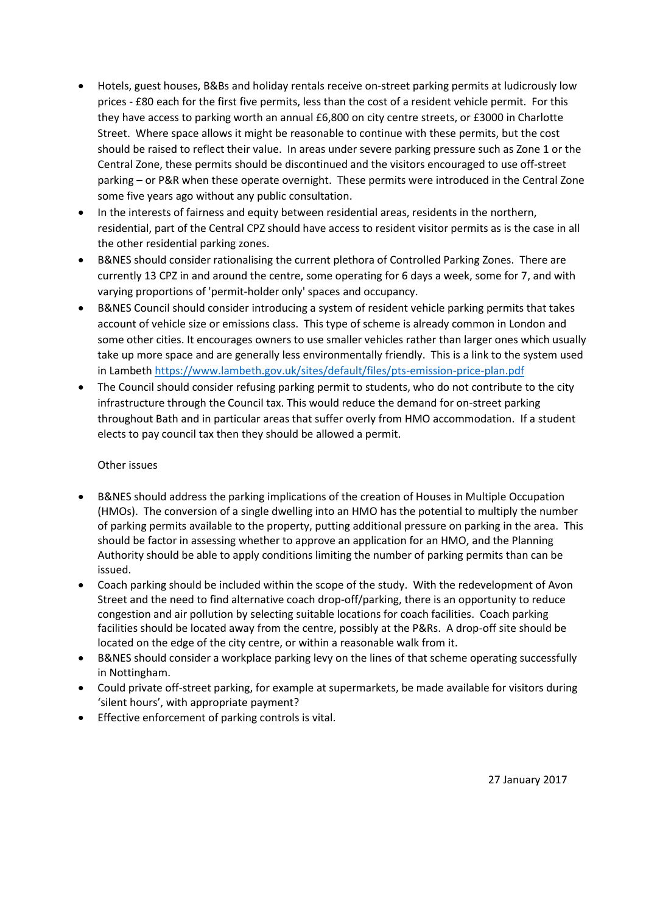- Hotels, guest houses, B&Bs and holiday rentals receive on-street parking permits at ludicrously low prices - £80 each for the first five permits, less than the cost of a resident vehicle permit. For this they have access to parking worth an annual £6,800 on city centre streets, or £3000 in Charlotte Street. Where space allows it might be reasonable to continue with these permits, but the cost should be raised to reflect their value. In areas under severe parking pressure such as Zone 1 or the Central Zone, these permits should be discontinued and the visitors encouraged to use off-street parking – or P&R when these operate overnight. These permits were introduced in the Central Zone some five years ago without any public consultation.
- In the interests of fairness and equity between residential areas, residents in the northern, residential, part of the Central CPZ should have access to resident visitor permits as is the case in all the other residential parking zones.
- B&NES should consider rationalising the current plethora of Controlled Parking Zones. There are currently 13 CPZ in and around the centre, some operating for 6 days a week, some for 7, and with varying proportions of 'permit-holder only' spaces and occupancy.
- B&NES Council should consider introducing a system of resident vehicle parking permits that takes account of vehicle size or emissions class. This type of scheme is already common in London and some other cities. It encourages owners to use smaller vehicles rather than larger ones which usually take up more space and are generally less environmentally friendly. This is a link to the system used in Lambeth https://www.lambeth.gov.uk/sites/default/files/pts-emission-price-plan.pdf
- The Council should consider refusing parking permit to students, who do not contribute to the city infrastructure through the Council tax. This would reduce the demand for on-street parking throughout Bath and in particular areas that suffer overly from HMO accommodation. If a student elects to pay council tax then they should be allowed a permit.

Other issues

- B&NES should address the parking implications of the creation of Houses in Multiple Occupation (HMOs). The conversion of a single dwelling into an HMO has the potential to multiply the number of parking permits available to the property, putting additional pressure on parking in the area. This should be factor in assessing whether to approve an application for an HMO, and the Planning Authority should be able to apply conditions limiting the number of parking permits than can be issued.
- Coach parking should be included within the scope of the study. With the redevelopment of Avon Street and the need to find alternative coach drop-off/parking, there is an opportunity to reduce congestion and air pollution by selecting suitable locations for coach facilities. Coach parking facilities should be located away from the centre, possibly at the P&Rs. A drop-off site should be located on the edge of the city centre, or within a reasonable walk from it.
- B&NES should consider a workplace parking levy on the lines of that scheme operating successfully in Nottingham.
- Could private off-street parking, for example at supermarkets, be made available for visitors during 'silent hours', with appropriate payment?
- Effective enforcement of parking controls is vital.

27 January 2017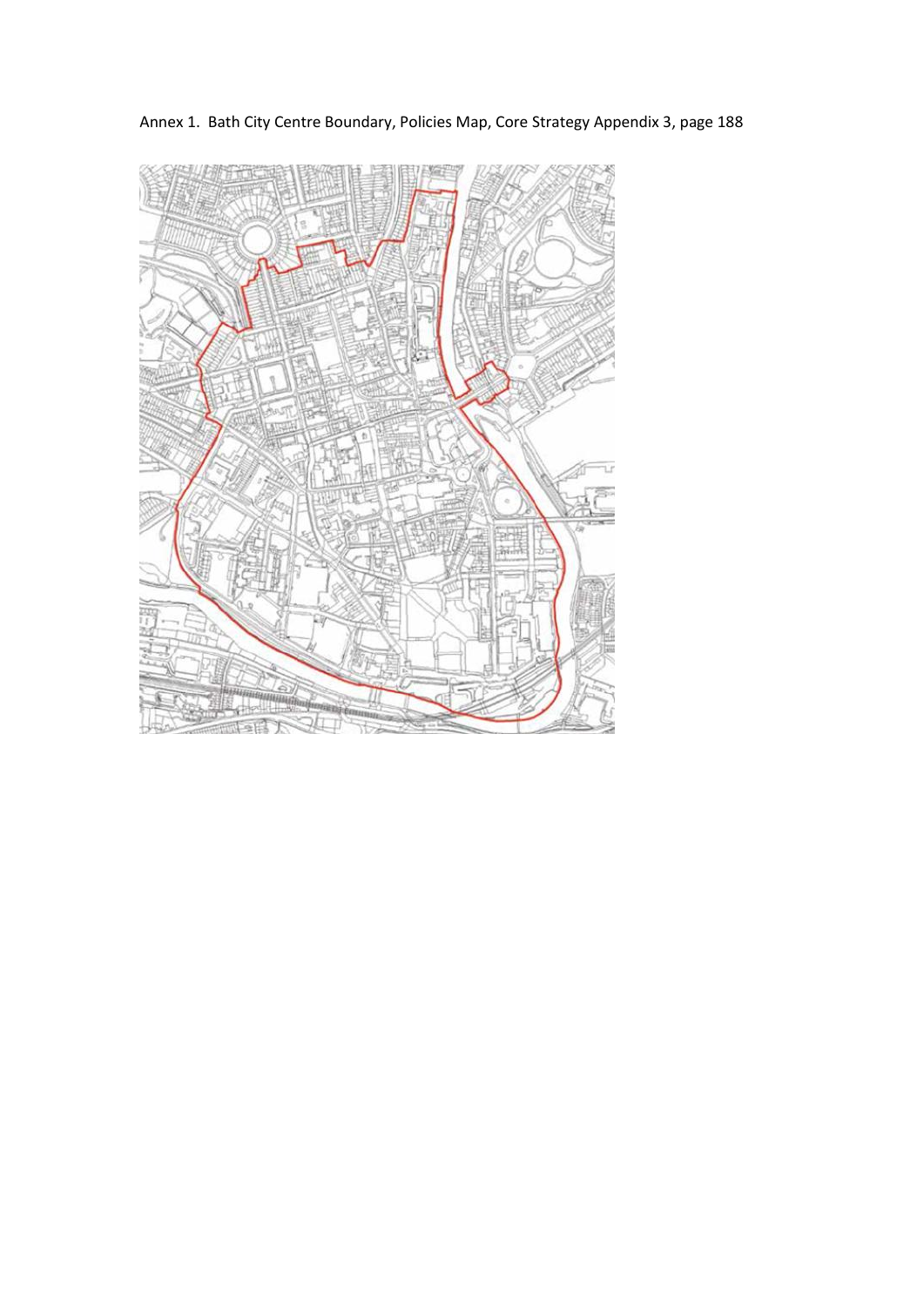Annex 1. Bath City Centre Boundary, Policies Map, Core Strategy Appendix 3, page 188